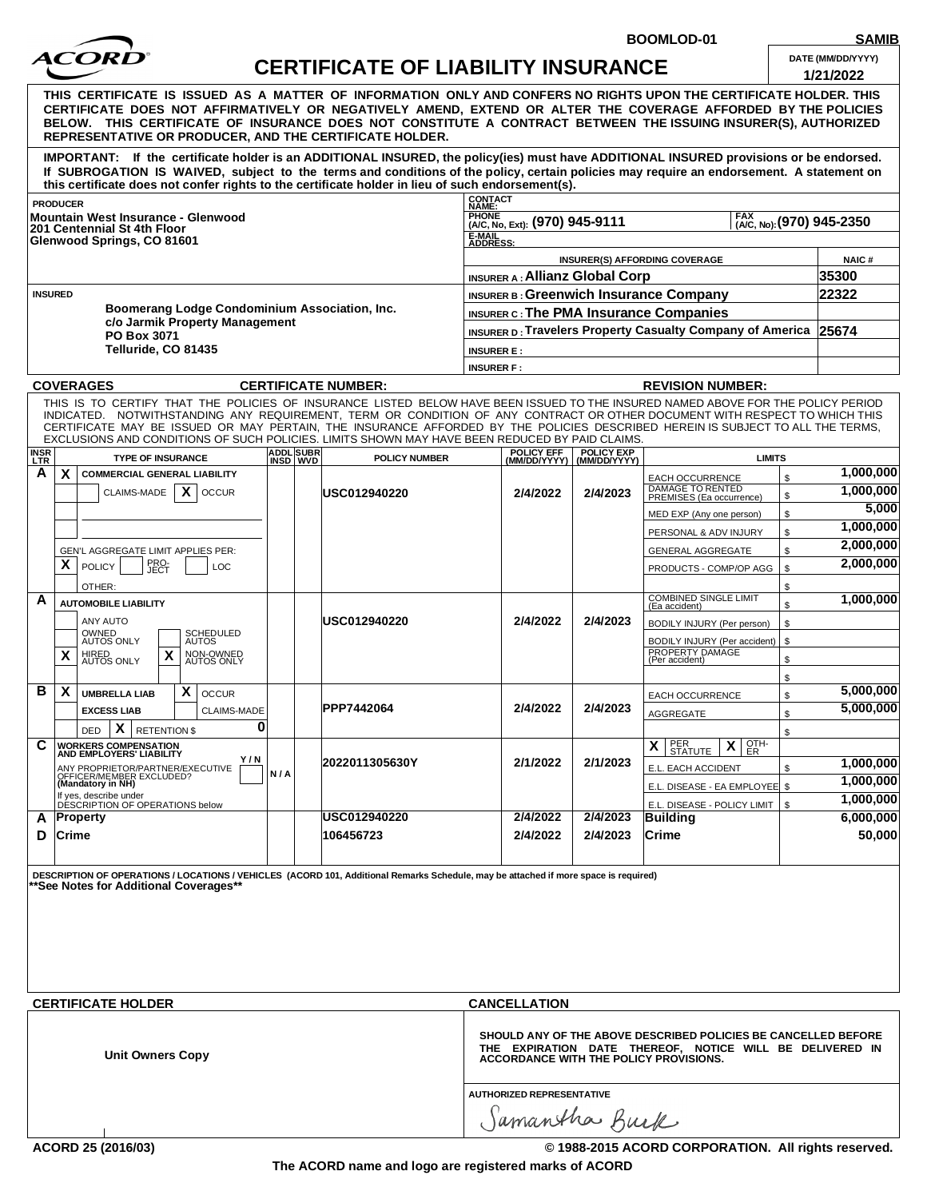BOOMLOD-01 **SAMIB**

# ACORD CERTIFICATE OF LIABILITY INSURANCE

DATE (MM/DD/YYYY): **1/21/2022**

**THIS CERTIFICATE IS ISSUED AS A MATTER OF INFORMATION ONLY AND CONFERS NO RIGHTS UPON THE CERTIFICATE HOLDER. THIS CERTIFICATE DOES NOT AFFIRMATIVELY OR NEGATIVELY AMEND, EXTEND OR ALTER THE COVERAGE AFFORDED BY THE POLICIES BELOW. THIS CERTIFICATE OF INSURANCE DOES NOT CONSTITUTE A CONTRACT BETWEEN THE ISSUING INSURER(S), AUTHORIZED REPRESENTATIVE OR PRODUCER, AND THE CERTIFICATE HOLDER.**

**IMPORTANT: If the certificate holder is an ADDITIONAL INSURED, the policy(ies) must have ADDITIONAL INSURED provisions or be endorsed. If SUBROGATION IS WAIVED, subject to the terms and conditions of the policy, certain policies may require an endorsement. A statement on this certificate does not confer rights to the certificate holder in lieu of such endorsement(s).**

**PRODUCER**
Mountain West Insurance - Glenwood
201 Centennial St 4th Floor
Glenwood Springs, CO 81601

CONTACT NAME:
PHONE (A/C, No, Ext): (970) 945-9111 FAX (A/C, No): (970) 945-2350
E-MAIL ADDRESS:

| INSURER(S) AFFORDING COVERAGE | NAIC # |
|---|---|
| INSURER A : Allianz Global Corp | 35300 |
| INSURER B : Greenwich Insurance Company | 22322 |
| INSURER C : The PMA Insurance Companies | |
| INSURER D : Travelers Property Casualty Company of America | 25674 |
| INSURER E : | |
| INSURER F : | |

**INSURED**
Boomerang Lodge Condominium Association, Inc.
c/o Jarmik Property Management
PO Box 3071
Telluride, CO 81435

**COVERAGES** CERTIFICATE NUMBER: REVISION NUMBER:

THIS IS TO CERTIFY THAT THE POLICIES OF INSURANCE LISTED BELOW HAVE BEEN ISSUED TO THE INSURED NAMED ABOVE FOR THE POLICY PERIOD INDICATED. NOTWITHSTANDING ANY REQUIREMENT, TERM OR CONDITION OF ANY CONTRACT OR OTHER DOCUMENT WITH RESPECT TO WHICH THIS CERTIFICATE MAY BE ISSUED OR MAY PERTAIN, THE INSURANCE AFFORDED BY THE POLICIES DESCRIBED HEREIN IS SUBJECT TO ALL THE TERMS, EXCLUSIONS AND CONDITIONS OF SUCH POLICIES. LIMITS SHOWN MAY HAVE BEEN REDUCED BY PAID CLAIMS.

| INSR LTR | TYPE OF INSURANCE | ADDL INSD | SUBR WVD | POLICY NUMBER | POLICY EFF (MM/DD/YYYY) | POLICY EXP (MM/DD/YYYY) | LIMITS | |
|---|---|---|---|---|---|---|---|---|
| A | X COMMERCIAL GENERAL LIABILITY; CLAIMS-MADE / X OCCUR; GEN'L AGGREGATE LIMIT APPLIES PER: X POLICY / PRO-JECT / LOC; OTHER: | | | USC012940220 | 2/4/2022 | 2/4/2023 | EACH OCCURRENCE | $ 1,000,000 |
| | | | | | | | DAMAGE TO RENTED PREMISES (Ea occurrence) | $ 1,000,000 |
| | | | | | | | MED EXP (Any one person) | $ 5,000 |
| | | | | | | | PERSONAL & ADV INJURY | $ 1,000,000 |
| | | | | | | | GENERAL AGGREGATE | $ 2,000,000 |
| | | | | | | | PRODUCTS - COMP/OP AGG | $ 2,000,000 |
| A | AUTOMOBILE LIABILITY; ANY AUTO; OWNED AUTOS ONLY; SCHEDULED AUTOS; X HIRED AUTOS ONLY; X NON-OWNED AUTOS ONLY | | | USC012940220 | 2/4/2022 | 2/4/2023 | COMBINED SINGLE LIMIT (Ea accident) | $ 1,000,000 |
| | | | | | | | BODILY INJURY (Per person) | $ |
| | | | | | | | BODILY INJURY (Per accident) | $ |
| | | | | | | | PROPERTY DAMAGE (Per accident) | $ |
| B | X UMBRELLA LIAB / X OCCUR; EXCESS LIAB / CLAIMS-MADE; DED X RETENTION $ 0 | | | PPP7442064 | 2/4/2022 | 2/4/2023 | EACH OCCURRENCE | $ 5,000,000 |
| | | | | | | | AGGREGATE | $ 5,000,000 |
| C | WORKERS COMPENSATION AND EMPLOYERS' LIABILITY; ANY PROPRIETOR/PARTNER/EXECUTIVE OFFICER/MEMBER EXCLUDED? (Mandatory in NH) Y/N; If yes, describe under DESCRIPTION OF OPERATIONS below | N/A | | 2022011305630Y | 2/1/2022 | 2/1/2023 | X PER STATUTE X OTH-ER | |
| | | | | | | | E.L. EACH ACCIDENT | $ 1,000,000 |
| | | | | | | | E.L. DISEASE - EA EMPLOYEE | $ 1,000,000 |
| | | | | | | | E.L. DISEASE - POLICY LIMIT | $ 1,000,000 |
| A | Property | | | USC012940220 | 2/4/2022 | 2/4/2023 | Building | 6,000,000 |
| D | Crime | | | 106456723 | 2/4/2022 | 2/4/2023 | Crime | 50,000 |

DESCRIPTION OF OPERATIONS / LOCATIONS / VEHICLES (ACORD 101, Additional Remarks Schedule, may be attached if more space is required)
**See Notes for Additional Coverages**

**CERTIFICATE HOLDER**

Unit Owners Copy

**CANCELLATION**

SHOULD ANY OF THE ABOVE DESCRIBED POLICIES BE CANCELLED BEFORE THE EXPIRATION DATE THEREOF, NOTICE WILL BE DELIVERED IN ACCORDANCE WITH THE POLICY PROVISIONS.

AUTHORIZED REPRESENTATIVE
Samantha Burk

ACORD 25 (2016/03) © 1988-2015 ACORD CORPORATION. All rights reserved.

The ACORD name and logo are registered marks of ACORD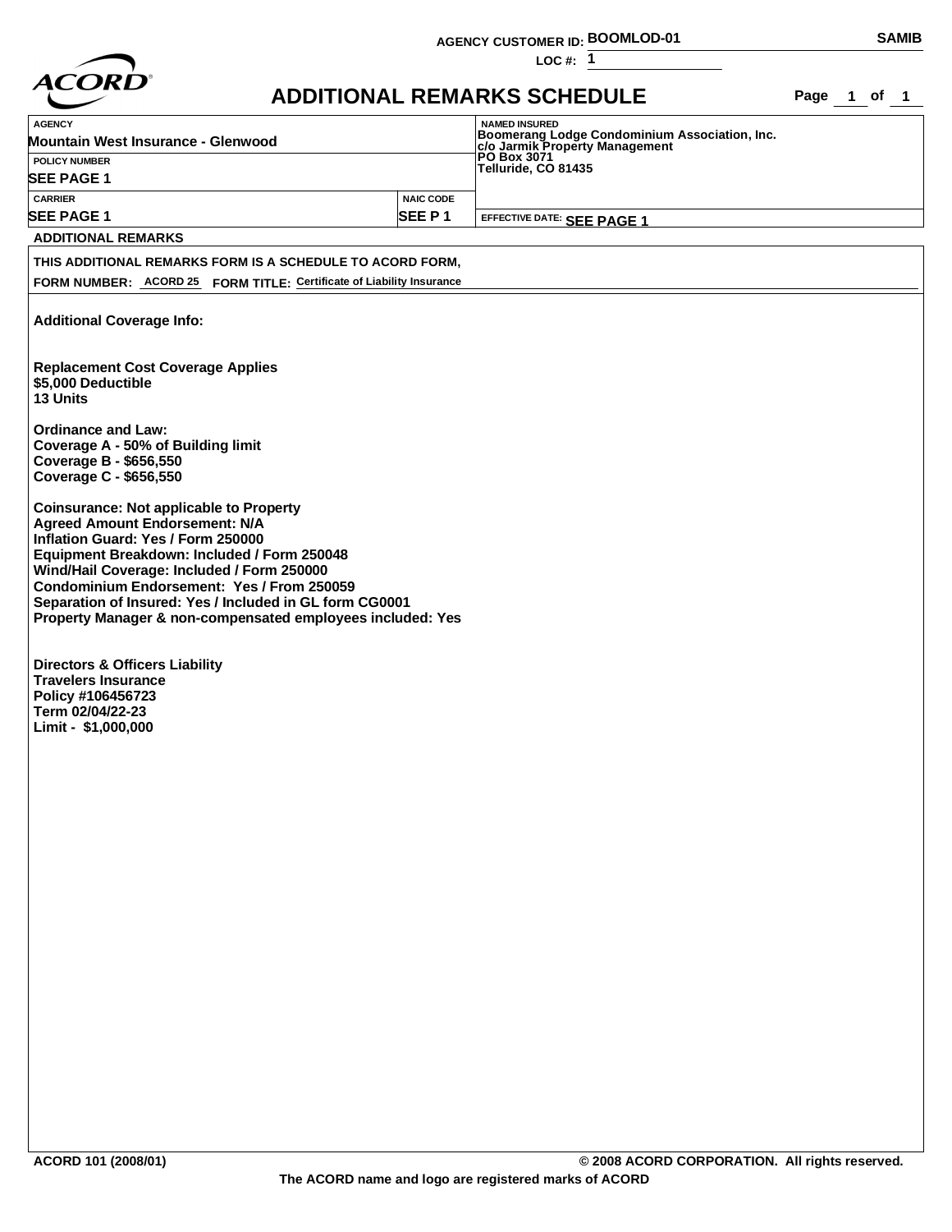AGENCY CUSTOMER ID: BOOMLOD-01 SAMIB

LOC #: 1

# ACORD ADDITIONAL REMARKS SCHEDULE

Page 1 of 1

| AGENCY | | NAMED INSURED |
|---|---|---|
| Mountain West Insurance - Glenwood | | Boomerang Lodge Condominium Association, Inc.<br>c/o Jarmik Property Management<br>PO Box 3071<br>Telluride, CO 81435 |
| POLICY NUMBER<br>SEE PAGE 1 | | |
| CARRIER<br>SEE PAGE 1 | NAIC CODE<br>SEE P 1 | EFFECTIVE DATE: SEE PAGE 1 |

**ADDITIONAL REMARKS**

THIS ADDITIONAL REMARKS FORM IS A SCHEDULE TO ACORD FORM,
FORM NUMBER: ACORD 25 FORM TITLE: Certificate of Liability Insurance

**Additional Coverage Info:**

**Replacement Cost Coverage Applies**
**$5,000 Deductible**
**13 Units**

**Ordinance and Law:**
**Coverage A - 50% of Building limit**
**Coverage B - $656,550**
**Coverage C - $656,550**

**Coinsurance: Not applicable to Property**
**Agreed Amount Endorsement: N/A**
**Inflation Guard: Yes / Form 250000**
**Equipment Breakdown: Included / Form 250048**
**Wind/Hail Coverage: Included / Form 250000**
**Condominium Endorsement: Yes / From 250059**
**Separation of Insured: Yes / Included in GL form CG0001**
**Property Manager & non-compensated employees included: Yes**

**Directors & Officers Liability**
**Travelers Insurance**
**Policy #106456723**
**Term 02/04/22-23**
**Limit - $1,000,000**

ACORD 101 (2008/01) © 2008 ACORD CORPORATION. All rights reserved.

The ACORD name and logo are registered marks of ACORD